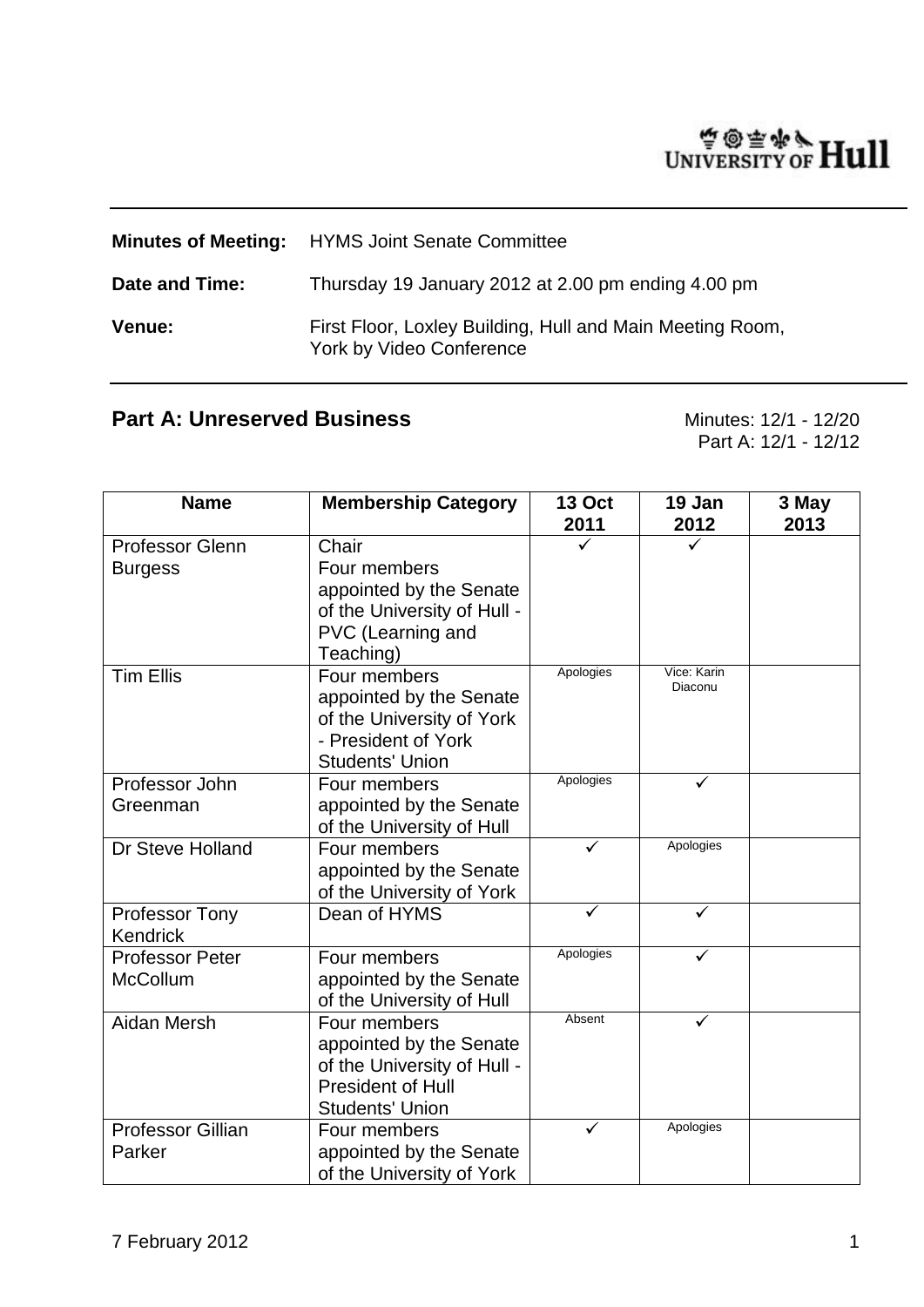UNIVERSITY OF Hull

| | |
|---|---|
| **Minutes of Meeting:** | HYMS Joint Senate Committee |
| **Date and Time:** | Thursday 19 January 2012 at 2.00 pm ending 4.00 pm |
| **Venue:** | First Floor, Loxley Building, Hull and Main Meeting Room, York by Video Conference |

## Part A: Unreserved Business

Minutes: 12/1 - 12/20
Part A: 12/1 - 12/12

| Name | Membership Category | 13 Oct 2011 | 19 Jan 2012 | 3 May 2013 |
|---|---|---|---|---|
| Professor Glenn Burgess | Chair<br>Four members appointed by the Senate of the University of Hull - PVC (Learning and Teaching) | ✓ | ✓ | |
| Tim Ellis | Four members appointed by the Senate of the University of York - President of York Students' Union | Apologies | Vice: Karin Diaconu | |
| Professor John Greenman | Four members appointed by the Senate of the University of Hull | Apologies | ✓ | |
| Dr Steve Holland | Four members appointed by the Senate of the University of York | ✓ | Apologies | |
| Professor Tony Kendrick | Dean of HYMS | ✓ | ✓ | |
| Professor Peter McCollum | Four members appointed by the Senate of the University of Hull | Apologies | ✓ | |
| Aidan Mersh | Four members appointed by the Senate of the University of Hull - President of Hull Students' Union | Absent | ✓ | |
| Professor Gillian Parker | Four members appointed by the Senate of the University of York | ✓ | Apologies | |

7 February 2012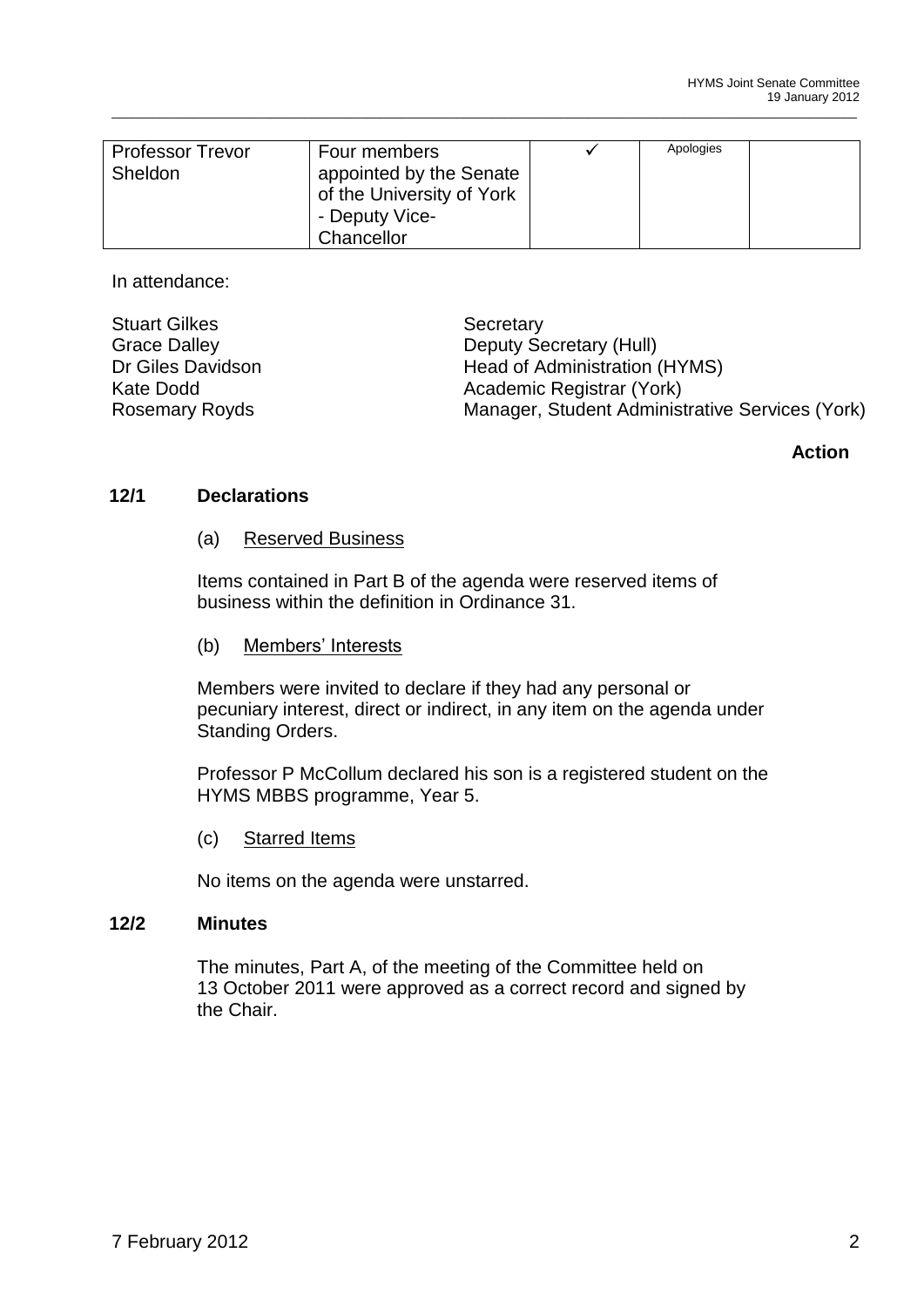| Professor Trevor Sheldon | Four members appointed by the Senate of the University of York - Deputy Vice-Chancellor | ✓ | Apologies | |
|---|---|---|---|---|

In attendance:

| | |
|---|---|
| Stuart Gilkes | Secretary |
| Grace Dalley | Deputy Secretary (Hull) |
| Dr Giles Davidson | Head of Administration (HYMS) |
| Kate Dodd | Academic Registrar (York) |
| Rosemary Royds | Manager, Student Administrative Services (York) |

**Action**

**12/1 Declarations**

(a) Reserved Business

Items contained in Part B of the agenda were reserved items of business within the definition in Ordinance 31.

(b) Members' Interests

Members were invited to declare if they had any personal or pecuniary interest, direct or indirect, in any item on the agenda under Standing Orders.

Professor P McCollum declared his son is a registered student on the HYMS MBBS programme, Year 5.

(c) Starred Items

No items on the agenda were unstarred.

**12/2 Minutes**

The minutes, Part A, of the meeting of the Committee held on 13 October 2011 were approved as a correct record and signed by the Chair.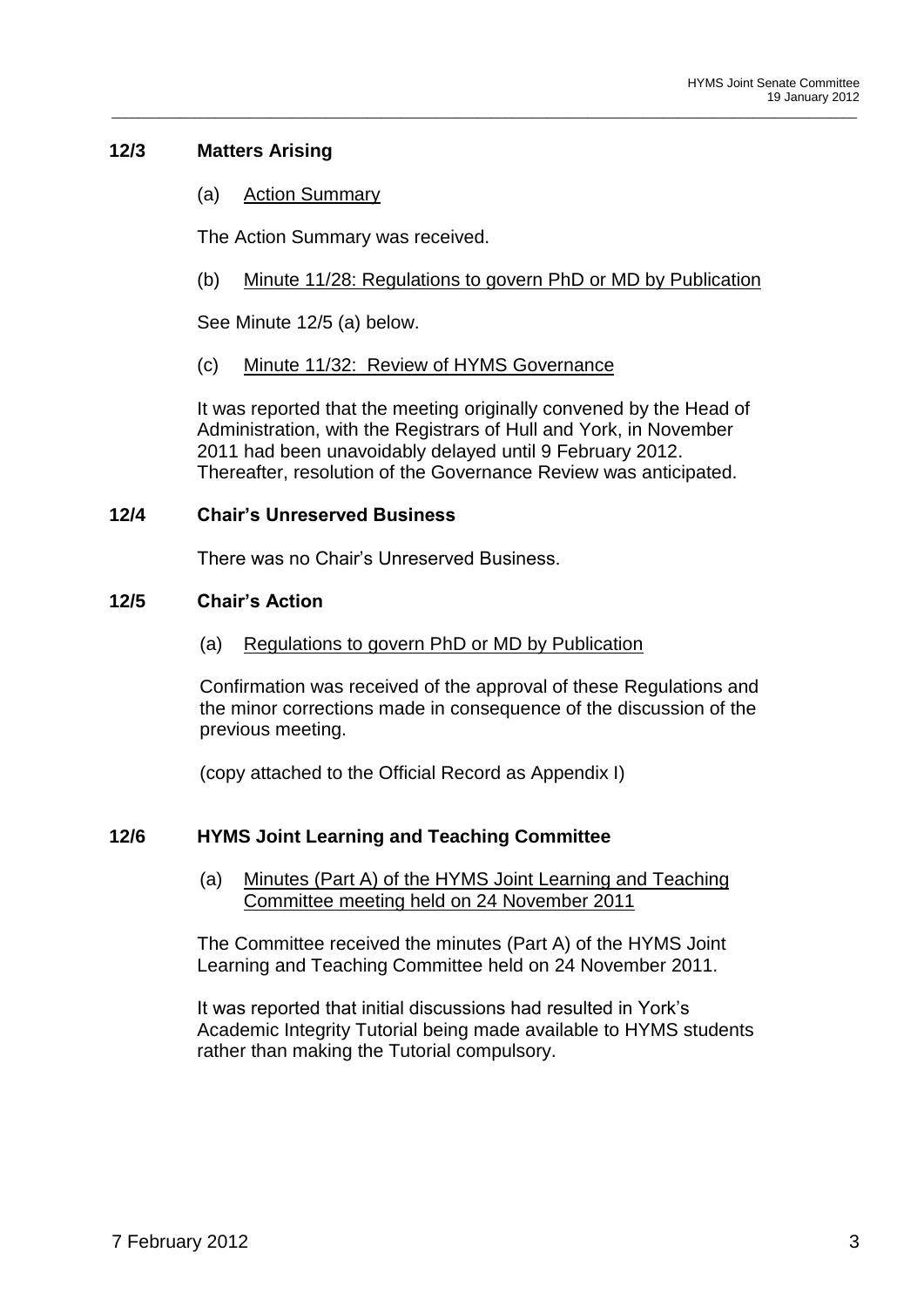## 12/3 Matters Arising

(a) Action Summary

The Action Summary was received.

(b) Minute 11/28: Regulations to govern PhD or MD by Publication

See Minute 12/5 (a) below.

(c) Minute 11/32: Review of HYMS Governance

It was reported that the meeting originally convened by the Head of Administration, with the Registrars of Hull and York, in November 2011 had been unavoidably delayed until 9 February 2012. Thereafter, resolution of the Governance Review was anticipated.

## 12/4 Chair's Unreserved Business

There was no Chair's Unreserved Business.

## 12/5 Chair's Action

(a) Regulations to govern PhD or MD by Publication

Confirmation was received of the approval of these Regulations and the minor corrections made in consequence of the discussion of the previous meeting.

(copy attached to the Official Record as Appendix I)

## 12/6 HYMS Joint Learning and Teaching Committee

(a) Minutes (Part A) of the HYMS Joint Learning and Teaching Committee meeting held on 24 November 2011

The Committee received the minutes (Part A) of the HYMS Joint Learning and Teaching Committee held on 24 November 2011.

It was reported that initial discussions had resulted in York's Academic Integrity Tutorial being made available to HYMS students rather than making the Tutorial compulsory.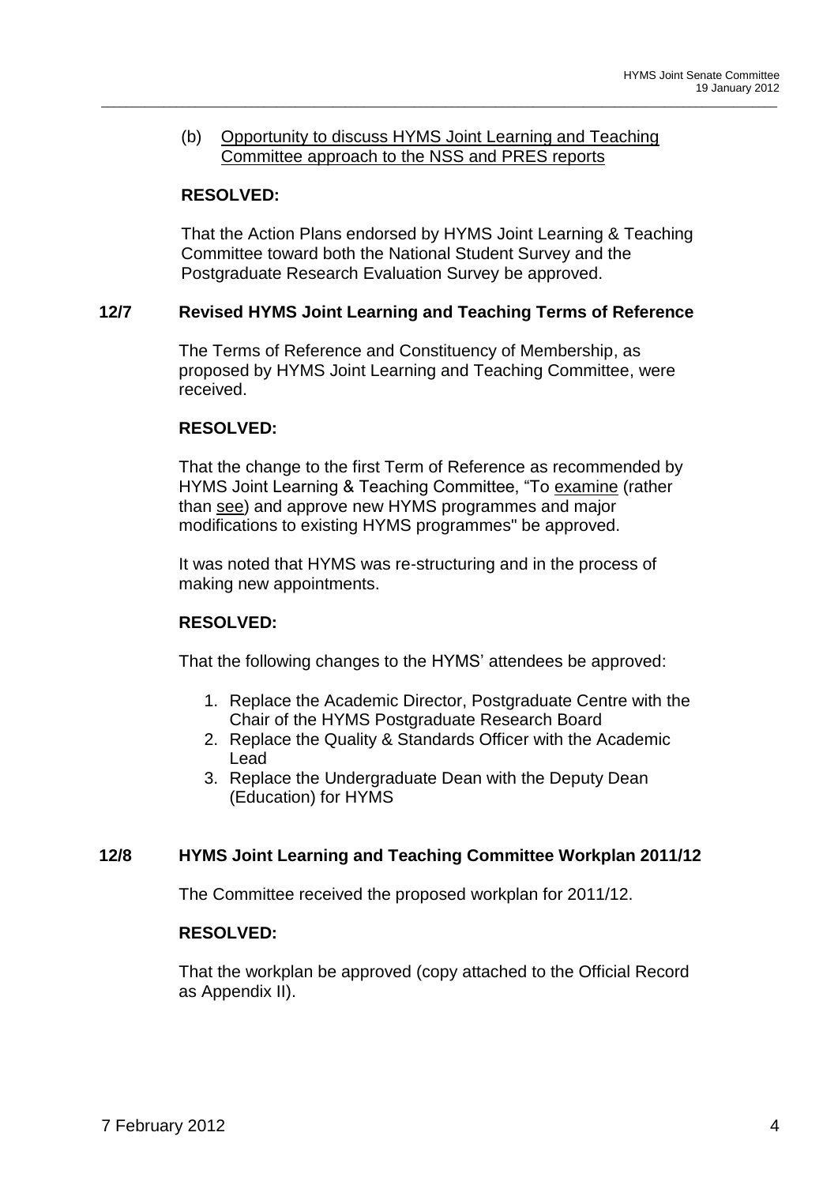(b) <u>Opportunity to discuss HYMS Joint Learning and Teaching Committee approach to the NSS and PRES reports</u>

**RESOLVED:**

That the Action Plans endorsed by HYMS Joint Learning & Teaching Committee toward both the National Student Survey and the Postgraduate Research Evaluation Survey be approved.

### 12/7 Revised HYMS Joint Learning and Teaching Terms of Reference

The Terms of Reference and Constituency of Membership, as proposed by HYMS Joint Learning and Teaching Committee, were received.

**RESOLVED:**

That the change to the first Term of Reference as recommended by HYMS Joint Learning & Teaching Committee, "To <u>examine</u> (rather than <u>see</u>) and approve new HYMS programmes and major modifications to existing HYMS programmes" be approved.

It was noted that HYMS was re-structuring and in the process of making new appointments.

**RESOLVED:**

That the following changes to the HYMS' attendees be approved:

1. Replace the Academic Director, Postgraduate Centre with the Chair of the HYMS Postgraduate Research Board
2. Replace the Quality & Standards Officer with the Academic Lead
3. Replace the Undergraduate Dean with the Deputy Dean (Education) for HYMS

### 12/8 HYMS Joint Learning and Teaching Committee Workplan 2011/12

The Committee received the proposed workplan for 2011/12.

**RESOLVED:**

That the workplan be approved (copy attached to the Official Record as Appendix II).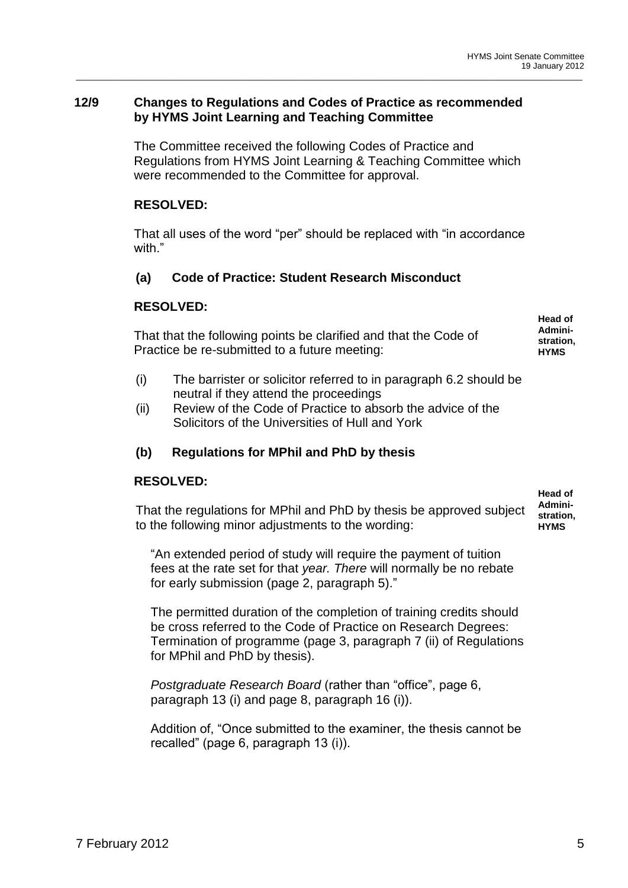## 12/9 Changes to Regulations and Codes of Practice as recommended by HYMS Joint Learning and Teaching Committee

The Committee received the following Codes of Practice and Regulations from HYMS Joint Learning & Teaching Committee which were recommended to the Committee for approval.

**RESOLVED:**

That all uses of the word "per" should be replaced with "in accordance with."

### (a) Code of Practice: Student Research Misconduct

**RESOLVED:**

That that the following points be clarified and that the Code of Practice be re-submitted to a future meeting:

**Head of Administration, HYMS**

(i) The barrister or solicitor referred to in paragraph 6.2 should be neutral if they attend the proceedings

(ii) Review of the Code of Practice to absorb the advice of the Solicitors of the Universities of Hull and York

### (b) Regulations for MPhil and PhD by thesis

**RESOLVED:**

That the regulations for MPhil and PhD by thesis be approved subject to the following minor adjustments to the wording:

**Head of Administration, HYMS**

"An extended period of study will require the payment of tuition fees at the rate set for that *year. There* will normally be no rebate for early submission (page 2, paragraph 5)."

The permitted duration of the completion of training credits should be cross referred to the Code of Practice on Research Degrees: Termination of programme (page 3, paragraph 7 (ii) of Regulations for MPhil and PhD by thesis).

*Postgraduate Research Board* (rather than "office", page 6, paragraph 13 (i) and page 8, paragraph 16 (i)).

Addition of, "Once submitted to the examiner, the thesis cannot be recalled" (page 6, paragraph 13 (i)).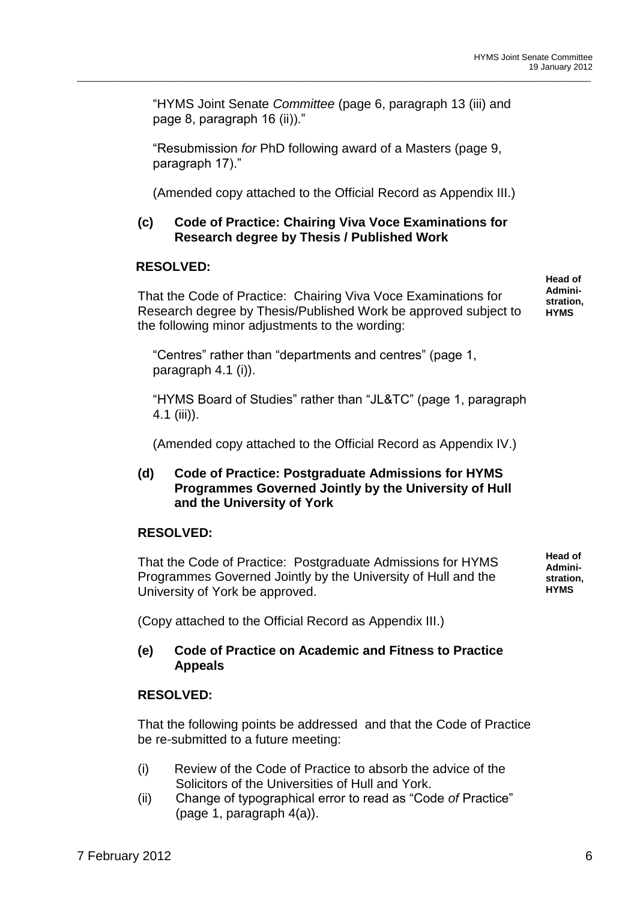"HYMS Joint Senate *Committee* (page 6, paragraph 13 (iii) and page 8, paragraph 16 (ii))."

"Resubmission *for* PhD following award of a Masters (page 9, paragraph 17)."

(Amended copy attached to the Official Record as Appendix III.)

**(c) Code of Practice: Chairing Viva Voce Examinations for Research degree by Thesis / Published Work**

**RESOLVED:**

**Head of Administration, HYMS**

That the Code of Practice: Chairing Viva Voce Examinations for Research degree by Thesis/Published Work be approved subject to the following minor adjustments to the wording:

"Centres" rather than "departments and centres" (page 1, paragraph 4.1 (i)).

"HYMS Board of Studies" rather than "JL&TC" (page 1, paragraph 4.1 (iii)).

(Amended copy attached to the Official Record as Appendix IV.)

**(d) Code of Practice: Postgraduate Admissions for HYMS Programmes Governed Jointly by the University of Hull and the University of York**

**RESOLVED:**

**Head of Administration, HYMS**

That the Code of Practice: Postgraduate Admissions for HYMS Programmes Governed Jointly by the University of Hull and the University of York be approved.

(Copy attached to the Official Record as Appendix III.)

**(e) Code of Practice on Academic and Fitness to Practice Appeals**

**RESOLVED:**

That the following points be addressed and that the Code of Practice be re-submitted to a future meeting:

(i) Review of the Code of Practice to absorb the advice of the Solicitors of the Universities of Hull and York.

(ii) Change of typographical error to read as "Code *of* Practice" (page 1, paragraph 4(a)).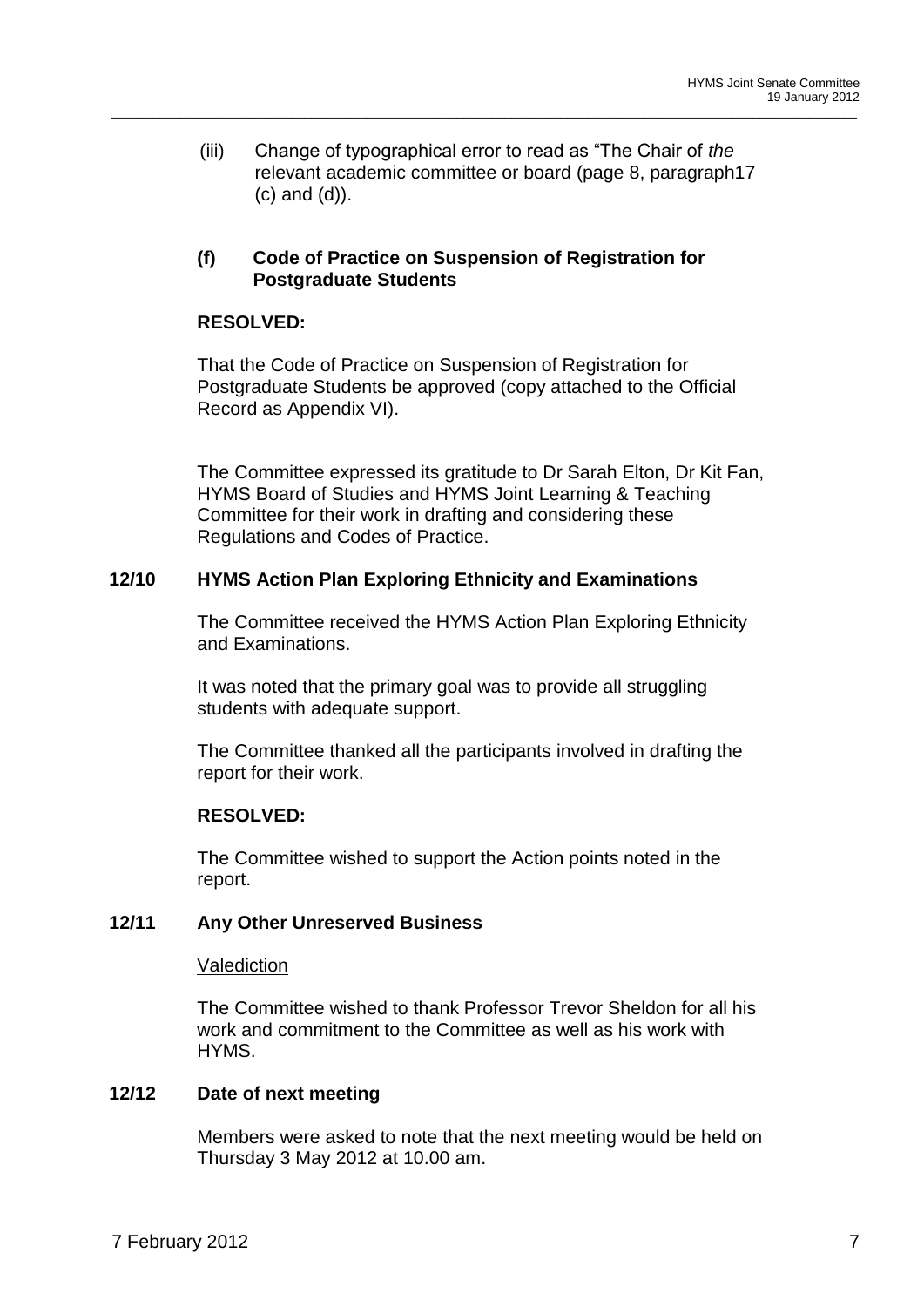(iii) Change of typographical error to read as “The Chair of *the* relevant academic committee or board (page 8, paragraph17 (c) and (d)).

**(f) Code of Practice on Suspension of Registration for Postgraduate Students**

**RESOLVED:**

That the Code of Practice on Suspension of Registration for Postgraduate Students be approved (copy attached to the Official Record as Appendix VI).

The Committee expressed its gratitude to Dr Sarah Elton, Dr Kit Fan, HYMS Board of Studies and HYMS Joint Learning & Teaching Committee for their work in drafting and considering these Regulations and Codes of Practice.

**12/10 HYMS Action Plan Exploring Ethnicity and Examinations**

The Committee received the HYMS Action Plan Exploring Ethnicity and Examinations.

It was noted that the primary goal was to provide all struggling students with adequate support.

The Committee thanked all the participants involved in drafting the report for their work.

**RESOLVED:**

The Committee wished to support the Action points noted in the report.

**12/11 Any Other Unreserved Business**

<u>Valediction</u>

The Committee wished to thank Professor Trevor Sheldon for all his work and commitment to the Committee as well as his work with HYMS.

**12/12 Date of next meeting**

Members were asked to note that the next meeting would be held on Thursday 3 May 2012 at 10.00 am.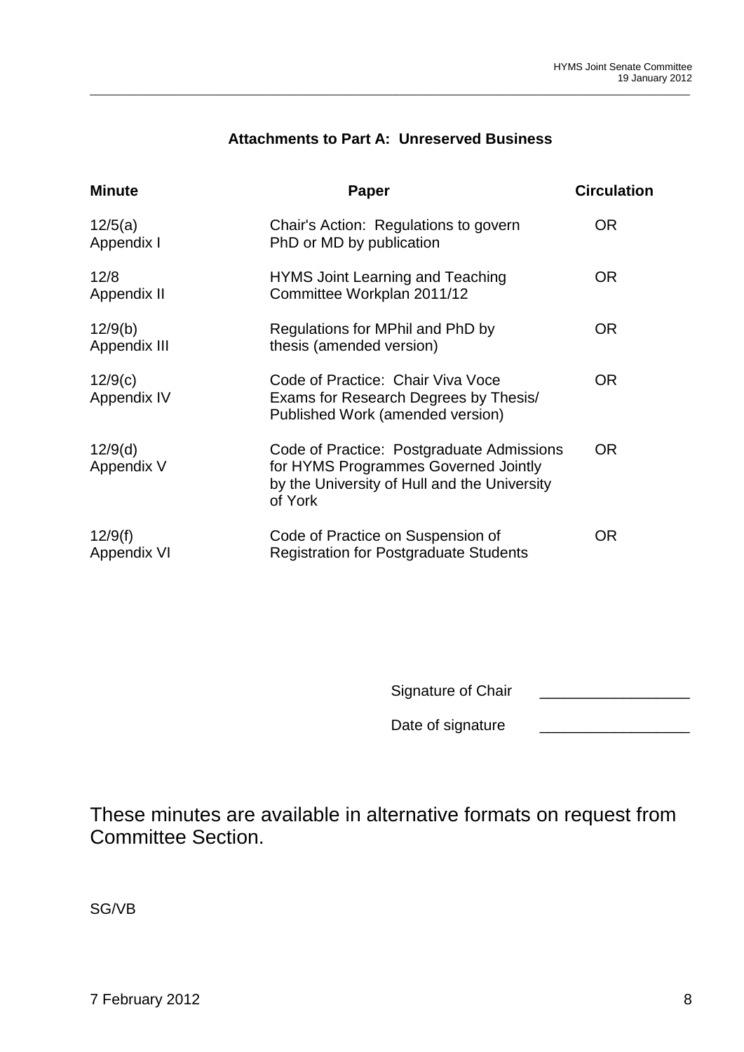**Attachments to Part A: Unreserved Business**

| Minute | Paper | Circulation |
|---|---|---|
| 12/5(a) Appendix I | Chair's Action: Regulations to govern PhD or MD by publication | OR |
| 12/8 Appendix II | HYMS Joint Learning and Teaching Committee Workplan 2011/12 | OR |
| 12/9(b) Appendix III | Regulations for MPhil and PhD by thesis (amended version) | OR |
| 12/9(c) Appendix IV | Code of Practice: Chair Viva Voce Exams for Research Degrees by Thesis/ Published Work (amended version) | OR |
| 12/9(d) Appendix V | Code of Practice: Postgraduate Admissions for HYMS Programmes Governed Jointly by the University of Hull and the University of York | OR |
| 12/9(f) Appendix VI | Code of Practice on Suspension of Registration for Postgraduate Students | OR |

Signature of Chair \_\_\_\_\_\_\_\_\_\_\_\_\_\_\_\_\_\_

Date of signature \_\_\_\_\_\_\_\_\_\_\_\_\_\_\_\_\_\_

These minutes are available in alternative formats on request from Committee Section.

SG/VB

7 February 2012